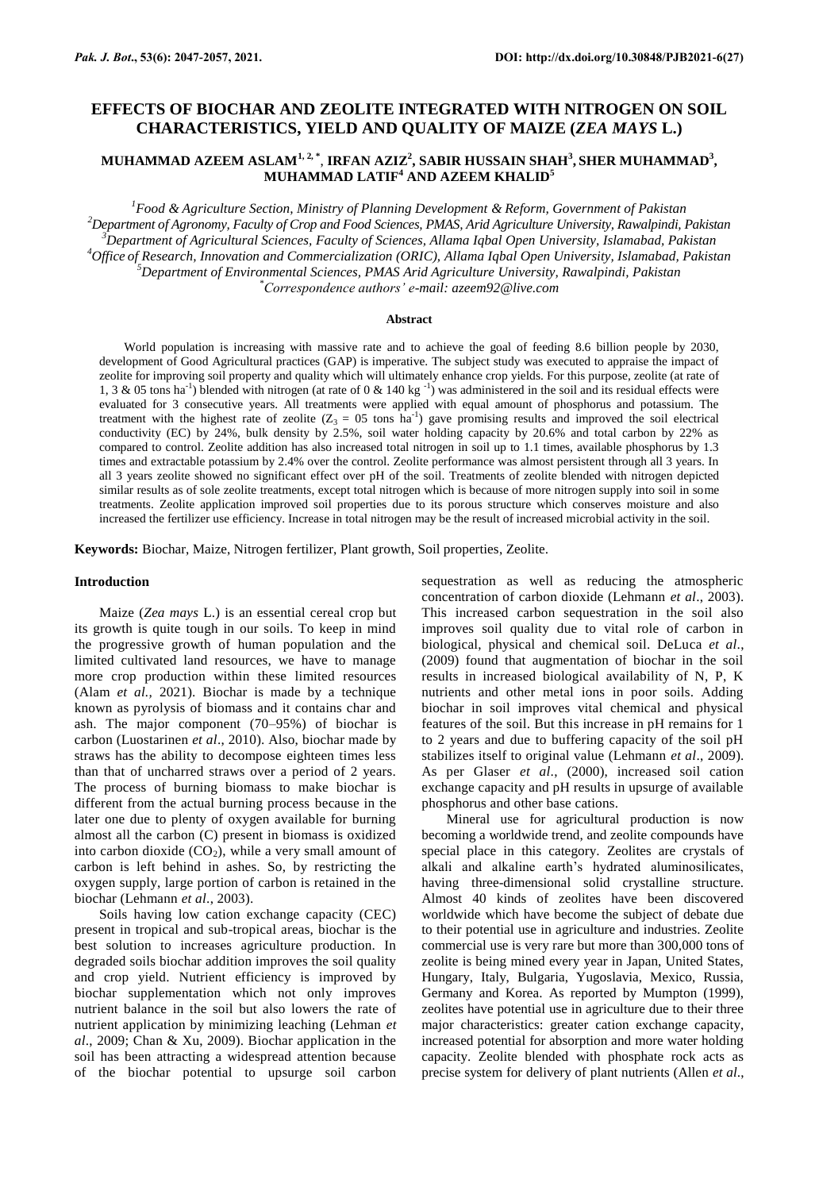# EFFECTS OF BIOCHAR AND ZEOLITE INTEGRATED WITH NITROGEN ON SOIL CHARACTERISTICS, YIELD AND QUALITY OF MAIZE (*ZEA MAYS* L.)

**MUHAMMAD AZEEM ASLAM[1, 2, *], IRFAN AZIZ[2], SABIR HUSSAIN SHAH[3], SHER MUHAMMAD[3], MUHAMMAD LATIF[4] AND AZEEM KHALID[5]**

[1]*Food & Agriculture Section, Ministry of Planning Development & Reform, Government of Pakistan*
[2]*Department of Agronomy, Faculty of Crop and Food Sciences, PMAS, Arid Agriculture University, Rawalpindi, Pakistan*
[3]*Department of Agricultural Sciences, Faculty of Sciences, Allama Iqbal Open University, Islamabad, Pakistan*
[4]*Office of Research, Innovation and Commercialization (ORIC), Allama Iqbal Open University, Islamabad, Pakistan*
[5]*Department of Environmental Sciences, PMAS Arid Agriculture University, Rawalpindi, Pakistan*
[*]*Correspondence authors' e-mail: azeem92@live.com*

## Abstract

World population is increasing with massive rate and to achieve the goal of feeding 8.6 billion people by 2030, development of Good Agricultural practices (GAP) is imperative. The subject study was executed to appraise the impact of zeolite for improving soil property and quality which will ultimately enhance crop yields. For this purpose, zeolite (at rate of 1, 3 & 05 tons ha$^{-1}$) blended with nitrogen (at rate of 0 & 140 kg $^{-1}$) was administered in the soil and its residual effects were evaluated for 3 consecutive years. All treatments were applied with equal amount of phosphorus and potassium. The treatment with the highest rate of zeolite ($Z_3$ = 05 tons ha$^{-1}$) gave promising results and improved the soil electrical conductivity (EC) by 24%, bulk density by 2.5%, soil water holding capacity by 20.6% and total carbon by 22% as compared to control. Zeolite addition has also increased total nitrogen in soil up to 1.1 times, available phosphorus by 1.3 times and extractable potassium by 2.4% over the control. Zeolite performance was almost persistent through all 3 years. In all 3 years zeolite showed no significant effect over pH of the soil. Treatments of zeolite blended with nitrogen depicted similar results as of sole zeolite treatments, except total nitrogen which is because of more nitrogen supply into soil in some treatments. Zeolite application improved soil properties due to its porous structure which conserves moisture and also increased the fertilizer use efficiency. Increase in total nitrogen may be the result of increased microbial activity in the soil.

**Keywords:** Biochar, Maize, Nitrogen fertilizer, Plant growth, Soil properties, Zeolite.

## Introduction

Maize (*Zea mays* L.) is an essential cereal crop but its growth is quite tough in our soils. To keep in mind the progressive growth of human population and the limited cultivated land resources, we have to manage more crop production within these limited resources (Alam *et al.,* 2021). Biochar is made by a technique known as pyrolysis of biomass and it contains char and ash. The major component (70–95%) of biochar is carbon (Luostarinen *et al*., 2010). Also, biochar made by straws has the ability to decompose eighteen times less than that of uncharred straws over a period of 2 years. The process of burning biomass to make biochar is different from the actual burning process because in the later one due to plenty of oxygen available for burning almost all the carbon (C) present in biomass is oxidized into carbon dioxide ($CO_2$), while a very small amount of carbon is left behind in ashes. So, by restricting the oxygen supply, large portion of carbon is retained in the biochar (Lehmann *et al*., 2003).

Soils having low cation exchange capacity (CEC) present in tropical and sub-tropical areas, biochar is the best solution to increases agriculture production. In degraded soils biochar addition improves the soil quality and crop yield. Nutrient efficiency is improved by biochar supplementation which not only improves nutrient balance in the soil but also lowers the rate of nutrient application by minimizing leaching (Lehman *et al*., 2009; Chan & Xu, 2009). Biochar application in the soil has been attracting a widespread attention because of the biochar potential to upsurge soil carbon sequestration as well as reducing the atmospheric concentration of carbon dioxide (Lehmann *et al*., 2003). This increased carbon sequestration in the soil also improves soil quality due to vital role of carbon in biological, physical and chemical soil. DeLuca *et al*., (2009) found that augmentation of biochar in the soil results in increased biological availability of N, P, K nutrients and other metal ions in poor soils. Adding biochar in soil improves vital chemical and physical features of the soil. But this increase in pH remains for 1 to 2 years and due to buffering capacity of the soil pH stabilizes itself to original value (Lehmann *et al*., 2009). As per Glaser *et al*., (2000), increased soil cation exchange capacity and pH results in upsurge of available phosphorus and other base cations.

Mineral use for agricultural production is now becoming a worldwide trend, and zeolite compounds have special place in this category. Zeolites are crystals of alkali and alkaline earth's hydrated aluminosilicates, having three-dimensional solid crystalline structure. Almost 40 kinds of zeolites have been discovered worldwide which have become the subject of debate due to their potential use in agriculture and industries. Zeolite commercial use is very rare but more than 300,000 tons of zeolite is being mined every year in Japan, United States, Hungary, Italy, Bulgaria, Yugoslavia, Mexico, Russia, Germany and Korea. As reported by Mumpton (1999), zeolites have potential use in agriculture due to their three major characteristics: greater cation exchange capacity, increased potential for absorption and more water holding capacity. Zeolite blended with phosphate rock acts as precise system for delivery of plant nutrients (Allen *et al*.,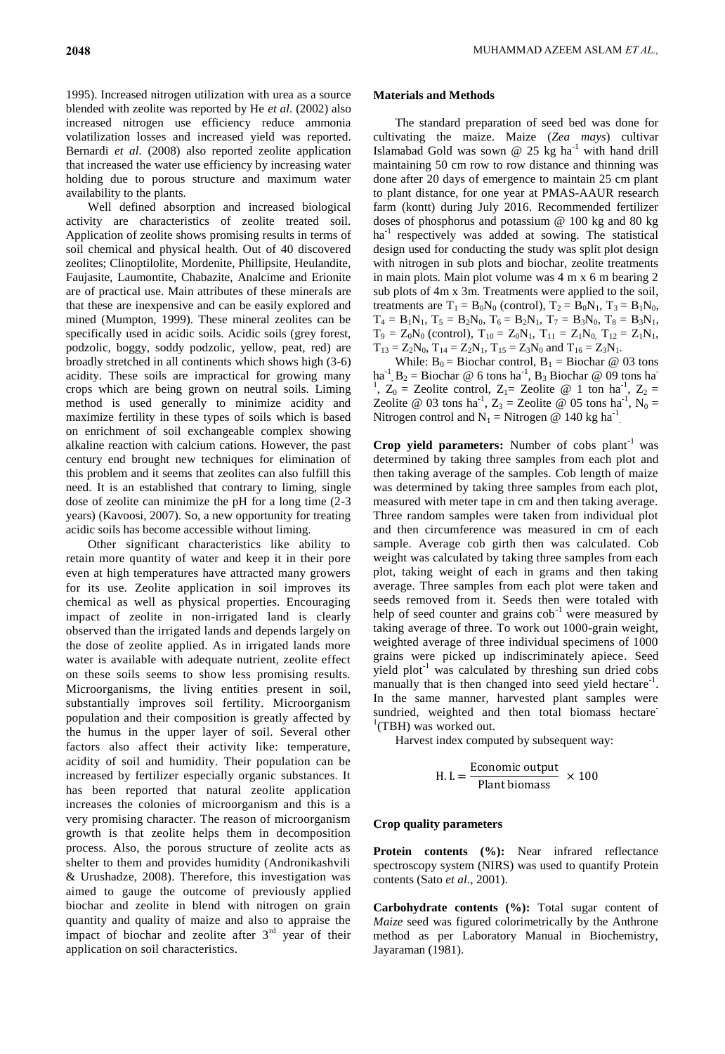1995). Increased nitrogen utilization with urea as a source blended with zeolite was reported by He *et al*. (2002) also increased nitrogen use efficiency reduce ammonia volatilization losses and increased yield was reported. Bernardi *et al*. (2008) also reported zeolite application that increased the water use efficiency by increasing water holding due to porous structure and maximum water availability to the plants.

Well defined absorption and increased biological activity are characteristics of zeolite treated soil. Application of zeolite shows promising results in terms of soil chemical and physical health. Out of 40 discovered zeolites; Clinoptilolite, Mordenite, Phillipsite, Heulandite, Faujasite, Laumontite, Chabazite, Analcime and Erionite are of practical use. Main attributes of these minerals are that these are inexpensive and can be easily explored and mined (Mumpton, 1999). These mineral zeolites can be specifically used in acidic soils. Acidic soils (grey forest, podzolic, boggy, soddy podzolic, yellow, peat, red) are broadly stretched in all continents which shows high (3-6) acidity. These soils are impractical for growing many crops which are being grown on neutral soils. Liming method is used generally to minimize acidity and maximize fertility in these types of soils which is based on enrichment of soil exchangeable complex showing alkaline reaction with calcium cations. However, the past century end brought new techniques for elimination of this problem and it seems that zeolites can also fulfill this need. It is an established that contrary to liming, single dose of zeolite can minimize the pH for a long time (2-3 years) (Kavoosi, 2007). So, a new opportunity for treating acidic soils has become accessible without liming.

Other significant characteristics like ability to retain more quantity of water and keep it in their pore even at high temperatures have attracted many growers for its use. Zeolite application in soil improves its chemical as well as physical properties. Encouraging impact of zeolite in non-irrigated land is clearly observed than the irrigated lands and depends largely on the dose of zeolite applied. As in irrigated lands more water is available with adequate nutrient, zeolite effect on these soils seems to show less promising results. Microorganisms, the living entities present in soil, substantially improves soil fertility. Microorganism population and their composition is greatly affected by the humus in the upper layer of soil. Several other factors also affect their activity like: temperature, acidity of soil and humidity. Their population can be increased by fertilizer especially organic substances. It has been reported that natural zeolite application increases the colonies of microorganism and this is a very promising character. The reason of microorganism growth is that zeolite helps them in decomposition process. Also, the porous structure of zeolite acts as shelter to them and provides humidity (Andronikashvili & Urushadze, 2008). Therefore, this investigation was aimed to gauge the outcome of previously applied biochar and zeolite in blend with nitrogen on grain quantity and quality of maize and also to appraise the impact of biochar and zeolite after $3^{rd}$ year of their application on soil characteristics.

## Materials and Methods

The standard preparation of seed bed was done for cultivating the maize. Maize (*Zea mays*) cultivar Islamabad Gold was sown @ 25 kg ha$^{-1}$ with hand drill maintaining 50 cm row to row distance and thinning was done after 20 days of emergence to maintain 25 cm plant to plant distance, for one year at PMAS-AAUR research farm (kontt) during July 2016. Recommended fertilizer doses of phosphorus and potassium @ 100 kg and 80 kg ha$^{-1}$ respectively was added at sowing. The statistical design used for conducting the study was split plot design with nitrogen in sub plots and biochar, zeolite treatments in main plots. Main plot volume was 4 m x 6 m bearing 2 sub plots of 4m x 3m. Treatments were applied to the soil, treatments are $T_1 = B_0N_0$ (control), $T_2 = B_0N_1$, $T_3 = B_1N_0$, $T_4 = B_1N_1$, $T_5 = B_2N_0$, $T_6 = B_2N_1$, $T_7 = B_3N_0$, $T_8 = B_3N_1$, $T_9 = Z_0N_0$ (control), $T_{10} = Z_0N_1$, $T_{11} = Z_1N_0$, $T_{12} = Z_1N_1$, $T_{13} = Z_2N_0$, $T_{14} = Z_2N_1$, $T_{15} = Z_3N_0$ and $T_{16} = Z_3N_1$.

While: $B_0$ = Biochar control, $B_1$ = Biochar @ 03 tons ha$^{-1}$, $B_2$ = Biochar @ 6 tons ha$^{-1}$, $B_3$ Biochar @ 09 tons ha$^{-1}$, $Z_0$ = Zeolite control, $Z_1$= Zeolite @ 1 ton ha$^{-1}$, $Z_2$ = Zeolite @ 03 tons ha$^{-1}$, $Z_3$ = Zeolite @ 05 tons ha$^{-1}$, $N_0$ = Nitrogen control and $N_1$ = Nitrogen @ 140 kg ha$^{-1}$.

**Crop yield parameters:** Number of cobs plant$^{-1}$ was determined by taking three samples from each plot and then taking average of the samples. Cob length of maize was determined by taking three samples from each plot, measured with meter tape in cm and then taking average. Three random samples were taken from individual plot and then circumference was measured in cm of each sample. Average cob girth then was calculated. Cob weight was calculated by taking three samples from each plot, taking weight of each in grams and then taking average. Three samples from each plot were taken and seeds removed from it. Seeds then were totaled with help of seed counter and grains cob$^{-1}$ were measured by taking average of three. To work out 1000-grain weight, weighted average of three individual specimens of 1000 grains were picked up indiscriminately apiece. Seed yield plot$^{-1}$ was calculated by threshing sun dried cobs manually that is then changed into seed yield hectare$^{-1}$. In the same manner, harvested plant samples were sundried, weighted and then total biomass hectare$^{-1}$(TBH) was worked out.

Harvest index computed by subsequent way:

$$\text{H. I.} = \frac{\text{Economic output}}{\text{Plant biomass}} \times 100$$

### Crop quality parameters

**Protein contents (%):** Near infrared reflectance spectroscopy system (NIRS) was used to quantify Protein contents (Sato *et al*., 2001).

**Carbohydrate contents (%):** Total sugar content of *Maize* seed was figured colorimetrically by the Anthrone method as per Laboratory Manual in Biochemistry, Jayaraman (1981).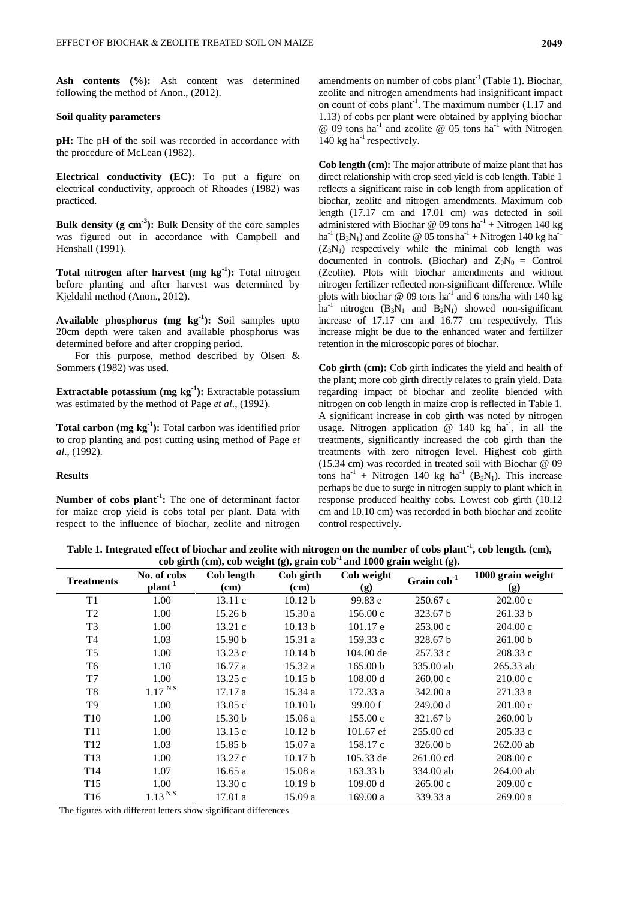**Ash contents (%):** Ash content was determined following the method of Anon., (2012).

**Soil quality parameters**

**pH:** The pH of the soil was recorded in accordance with the procedure of McLean (1982).

**Electrical conductivity (EC):** To put a figure on electrical conductivity, approach of Rhoades (1982) was practiced.

**Bulk density (g cm$^{-3}$):** Bulk Density of the core samples was figured out in accordance with Campbell and Henshall (1991).

**Total nitrogen after harvest (mg kg$^{-1}$):** Total nitrogen before planting and after harvest was determined by Kjeldahl method (Anon., 2012).

**Available phosphorus (mg kg$^{-1}$):** Soil samples upto 20cm depth were taken and available phosphorus was determined before and after cropping period.

For this purpose, method described by Olsen & Sommers (1982) was used.

**Extractable potassium (mg kg$^{-1}$):** Extractable potassium was estimated by the method of Page *et al*., (1992).

**Total carbon (mg kg$^{-1}$):** Total carbon was identified prior to crop planting and post cutting using method of Page *et al*., (1992).

**Results**

**Number of cobs plant$^{-1}$:** The one of determinant factor for maize crop yield is cobs total per plant. Data with respect to the influence of biochar, zeolite and nitrogen amendments on number of cobs plant$^{-1}$ (Table 1). Biochar, zeolite and nitrogen amendments had insignificant impact on count of cobs plant$^{-1}$. The maximum number (1.17 and 1.13) of cobs per plant were obtained by applying biochar @ 09 tons ha$^{-1}$ and zeolite @ 05 tons ha$^{-1}$ with Nitrogen 140 kg ha$^{-1}$ respectively.

**Cob length (cm):** The major attribute of maize plant that has direct relationship with crop seed yield is cob length. Table 1 reflects a significant raise in cob length from application of biochar, zeolite and nitrogen amendments. Maximum cob length (17.17 cm and 17.01 cm) was detected in soil administered with Biochar @ 09 tons ha$^{-1}$ + Nitrogen 140 kg ha$^{-1}$ ($B_3N_1$) and Zeolite @ 05 tons ha$^{-1}$ + Nitrogen 140 kg ha$^{-1}$ ($Z_3N_1$) respectively while the minimal cob length was documented in controls. (Biochar) and $Z_0N_0$ = Control (Zeolite). Plots with biochar amendments and without nitrogen fertilizer reflected non-significant difference. While plots with biochar @ 09 tons ha$^{-1}$ and 6 tons/ha with 140 kg ha$^{-1}$ nitrogen ($B_3N_1$ and $B_2N_1$) showed non-significant increase of 17.17 cm and 16.77 cm respectively. This increase might be due to the enhanced water and fertilizer retention in the microscopic pores of biochar.

**Cob girth (cm):** Cob girth indicates the yield and health of the plant; more cob girth directly relates to grain yield. Data regarding impact of biochar and zeolite blended with nitrogen on cob length in maize crop is reflected in Table 1. A significant increase in cob girth was noted by nitrogen usage. Nitrogen application @ 140 kg ha$^{-1}$, in all the treatments, significantly increased the cob girth than the treatments with zero nitrogen level. Highest cob girth (15.34 cm) was recorded in treated soil with Biochar @ 09 tons ha$^{-1}$ + Nitrogen 140 kg ha$^{-1}$ ($B_3N_1$). This increase perhaps be due to surge in nitrogen supply to plant which in response produced healthy cobs. Lowest cob girth (10.12 cm and 10.10 cm) was recorded in both biochar and zeolite control respectively.

**Table 1. Integrated effect of biochar and zeolite with nitrogen on the number of cobs plant$^{-1}$, cob length. (cm), cob girth (cm), cob weight (g), grain cob$^{-1}$ and 1000 grain weight (g).**

| Treatments | No. of cobs plant$^{-1}$ | Cob length (cm) | Cob girth (cm) | Cob weight (g) | Grain cob$^{-1}$ | 1000 grain weight (g) |
|---|---|---|---|---|---|---|
| T1 | 1.00 | 13.11 c | 10.12 b | 99.83 e | 250.67 c | 202.00 c |
| T2 | 1.00 | 15.26 b | 15.30 a | 156.00 c | 323.67 b | 261.33 b |
| T3 | 1.00 | 13.21 c | 10.13 b | 101.17 e | 253.00 c | 204.00 c |
| T4 | 1.03 | 15.90 b | 15.31 a | 159.33 c | 328.67 b | 261.00 b |
| T5 | 1.00 | 13.23 c | 10.14 b | 104.00 de | 257.33 c | 208.33 c |
| T6 | 1.10 | 16.77 a | 15.32 a | 165.00 b | 335.00 ab | 265.33 ab |
| T7 | 1.00 | 13.25 c | 10.15 b | 108.00 d | 260.00 c | 210.00 c |
| T8 | 1.17 N.S. | 17.17 a | 15.34 a | 172.33 a | 342.00 a | 271.33 a |
| T9 | 1.00 | 13.05 c | 10.10 b | 99.00 f | 249.00 d | 201.00 c |
| T10 | 1.00 | 15.30 b | 15.06 a | 155.00 c | 321.67 b | 260.00 b |
| T11 | 1.00 | 13.15 c | 10.12 b | 101.67 ef | 255.00 cd | 205.33 c |
| T12 | 1.03 | 15.85 b | 15.07 a | 158.17 c | 326.00 b | 262.00 ab |
| T13 | 1.00 | 13.27 c | 10.17 b | 105.33 de | 261.00 cd | 208.00 c |
| T14 | 1.07 | 16.65 a | 15.08 a | 163.33 b | 334.00 ab | 264.00 ab |
| T15 | 1.00 | 13.30 c | 10.19 b | 109.00 d | 265.00 c | 209.00 c |
| T16 | 1.13 N.S. | 17.01 a | 15.09 a | 169.00 a | 339.33 a | 269.00 a |

The figures with different letters show significant differences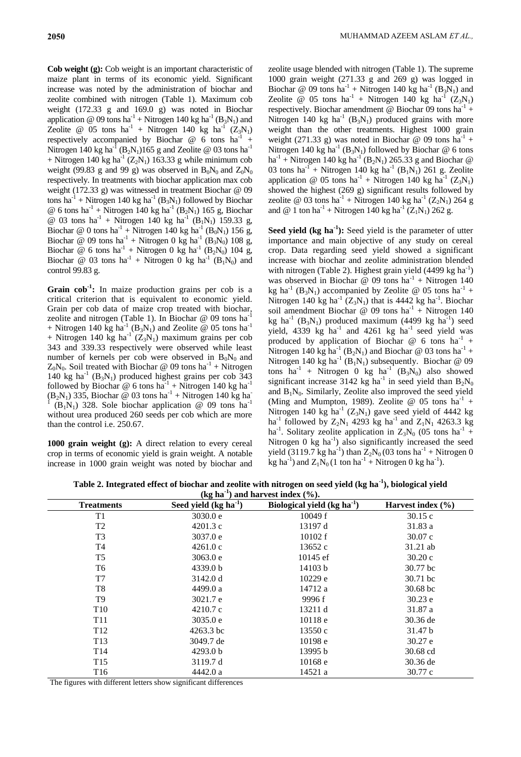**Cob weight (g):** Cob weight is an important characteristic of maize plant in terms of its economic yield. Significant increase was noted by the administration of biochar and zeolite combined with nitrogen (Table 1). Maximum cob weight (172.33 g and 169.0 g) was noted in Biochar application @ 09 tons ha$^{-1}$ + Nitrogen 140 kg ha$^{-1}$ ($B_3N_1$) and Zeolite @ 05 tons ha$^{-1}$ + Nitrogen 140 kg ha$^{-1}$ ($Z_3N_1$) respectively accompanied by Biochar @ 6 tons ha$^{-1}$ + Nitrogen 140 kg ha$^{-1}$ ($B_2N_1$)165 g and Zeolite @ 03 tons ha$^{-1}$ + Nitrogen 140 kg ha$^{-1}$ ($Z_2N_1$) 163.33 g while minimum cob weight (99.83 g and 99 g) was observed in $B_0N_0$ and $Z_0N_0$ respectively. In treatments with biochar application max cob weight (172.33 g) was witnessed in treatment Biochar @ 09 tons ha$^{-1}$ + Nitrogen 140 kg ha$^{-1}$ ($B_3N_1$) followed by Biochar @ 6 tons ha$^{-1}$ + Nitrogen 140 kg ha$^{-1}$ ($B_2N_1$) 165 g, Biochar @ 03 tons ha$^{-1}$ + Nitrogen 140 kg ha$^{-1}$ ($B_1N_1$) 159.33 g, Biochar @ 0 tons ha$^{-1}$ + Nitrogen 140 kg ha$^{-1}$ ($B_0N_1$) 156 g, Biochar @ 09 tons ha$^{-1}$ + Nitrogen 0 kg ha$^{-1}$ ($B_3N_0$) 108 g, Biochar @ 6 tons ha$^{-1}$ + Nitrogen 0 kg ha$^{-1}$ ($B_2N_0$) 104 g, Biochar @ 03 tons ha$^{-1}$ + Nitrogen 0 kg ha$^{-1}$ ($B_1N_0$) and control 99.83 g.

**Grain cob$^{-1}$:** In maize production grains per cob is a critical criterion that is equivalent to economic yield. Grain per cob data of maize crop treated with biochar, zeolite and nitrogen (Table 1). In Biochar @ 09 tons ha$^{-1}$ + Nitrogen 140 kg ha$^{-1}$ ($B_3N_1$) and Zeolite @ 05 tons ha$^{-1}$ + Nitrogen 140 kg ha$^{-1}$ ($Z_3N_1$) maximum grains per cob 343 and 339.33 respectively were observed while least number of kernels per cob were observed in $B_0N_0$ and $Z_0N_0$. Soil treated with Biochar @ 09 tons ha$^{-1}$ + Nitrogen 140 kg ha$^{-1}$ ($B_3N_1$) produced highest grains per cob 343 followed by Biochar @ 6 tons ha$^{-1}$ + Nitrogen 140 kg ha$^{-1}$ ($B_2N_1$) 335, Biochar @ 03 tons ha$^{-1}$ + Nitrogen 140 kg ha$^{-1}$ ($B_1N_1$) 328. Sole biochar application @ 09 tons ha$^{-1}$ without urea produced 260 seeds per cob which are more than the control i.e. 250.67.

**1000 grain weight (g):** A direct relation to every cereal crop in terms of economic yield is grain weight. A notable increase in 1000 grain weight was noted by biochar and zeolite usage blended with nitrogen (Table 1). The supreme 1000 grain weight (271.33 g and 269 g) was logged in Biochar @ 09 tons ha$^{-1}$ + Nitrogen 140 kg ha$^{-1}$ ($B_3N_1$) and Zeolite @ 05 tons ha$^{-1}$ + Nitrogen 140 kg ha$^{-1}$ ($Z_3N_1$) respectively. Biochar amendment @ Biochar 09 tons ha$^{-1}$ + Nitrogen 140 kg ha$^{-1}$ ($B_3N_1$) produced grains with more weight than the other treatments. Highest 1000 grain weight (271.33 g) was noted in Biochar @ 09 tons ha$^{-1}$ + Nitrogen 140 kg ha$^{-1}$ ($B_3N_1$) followed by Biochar @ 6 tons ha$^{-1}$ + Nitrogen 140 kg ha$^{-1}$ ($B_2N_1$) 265.33 g and Biochar @ 03 tons ha$^{-1}$ + Nitrogen 140 kg ha$^{-1}$ ($B_1N_1$) 261 g. Zeolite application @ 05 tons ha$^{-1}$ + Nitrogen 140 kg ha$^{-1}$ ($Z_3N_1$) showed the highest (269 g) significant results followed by zeolite @ 03 tons ha$^{-1}$ + Nitrogen 140 kg ha$^{-1}$ ($Z_2N_1$) 264 g and @ 1 ton ha$^{-1}$ + Nitrogen 140 kg ha$^{-1}$ ($Z_1N_1$) 262 g.

**Seed yield (kg ha$^{-1}$):** Seed yield is the parameter of utter importance and main objective of any study on cereal crop. Data regarding seed yield showed a significant increase with biochar and zeolite administration blended with nitrogen (Table 2). Highest grain yield (4499 kg ha$^{-1}$) was observed in Biochar @ 09 tons ha$^{-1}$ + Nitrogen 140 kg ha$^{-1}$ ($B_3N_1$) accompanied by Zeolite @ 05 tons ha$^{-1}$ + Nitrogen 140 kg ha$^{-1}$ ($Z_3N_1$) that is 4442 kg ha$^{-1}$. Biochar soil amendment Biochar @ 09 tons ha$^{-1}$ + Nitrogen 140 kg ha$^{-1}$ ($B_3N_1$) produced maximum (4499 kg ha$^{-1}$) seed yield, 4339 kg ha$^{-1}$ and 4261 kg ha$^{-1}$ seed yield was produced by application of Biochar @ 6 tons ha$^{-1}$ + Nitrogen 140 kg ha$^{-1}$ ($B_2N_1$) and Biochar @ 03 tons ha$^{-1}$ + Nitrogen 140 kg ha$^{-1}$ ($B_1N_1$) subsequently. Biochar @ 09 tons ha$^{-1}$ + Nitrogen 0 kg ha$^{-1}$ ($B_3N_0$) also showed significant increase 3142 kg ha$^{-1}$ in seed yield than $B_2N_0$ and $B_1N_0$. Similarly, Zeolite also improved the seed yield (Ming and Mumpton, 1989). Zeolite @ 05 tons ha$^{-1}$ + Nitrogen 140 kg ha$^{-1}$ ($Z_3N_1$) gave seed yield of 4442 kg ha$^{-1}$ followed by $Z_2N_1$ 4293 kg ha$^{-1}$ and $Z_1N_1$ 4263.3 kg ha$^{-1}$. Solitary zeolite application in $Z_3N_0$ (05 tons ha$^{-1}$ + Nitrogen 0 kg ha$^{-1}$) also significantly increased the seed yield (3119.7 kg ha$^{-1}$) than $Z_2N_0$ (03 tons ha$^{-1}$ + Nitrogen 0 kg ha$^{-1}$) and $Z_1N_0$ (1 ton ha$^{-1}$ + Nitrogen 0 kg ha$^{-1}$).

**Table 2. Integrated effect of biochar and zeolite with nitrogen on seed yield (kg ha$^{-1}$), biological yield (kg ha$^{-1}$) and harvest index (%).**

| Treatments | Seed yield (kg ha$^{-1}$) | Biological yield (kg ha$^{-1}$) | Harvest index (%) |
|---|---|---|---|
| T1 | 3030.0 e | 10049 f | 30.15 c |
| T2 | 4201.3 c | 13197 d | 31.83 a |
| T3 | 3037.0 e | 10102 f | 30.07 c |
| T4 | 4261.0 c | 13652 c | 31.21 ab |
| T5 | 3063.0 e | 10145 ef | 30.20 c |
| T6 | 4339.0 b | 14103 b | 30.77 bc |
| T7 | 3142.0 d | 10229 e | 30.71 bc |
| T8 | 4499.0 a | 14712 a | 30.68 bc |
| T9 | 3021.7 e | 9996 f | 30.23 e |
| T10 | 4210.7 c | 13211 d | 31.87 a |
| T11 | 3035.0 e | 10118 e | 30.36 de |
| T12 | 4263.3 bc | 13550 c | 31.47 b |
| T13 | 3049.7 de | 10198 e | 30.27 e |
| T14 | 4293.0 b | 13995 b | 30.68 cd |
| T15 | 3119.7 d | 10168 e | 30.36 de |
| T16 | 4442.0 a | 14521 a | 30.77 c |

The figures with different letters show significant differences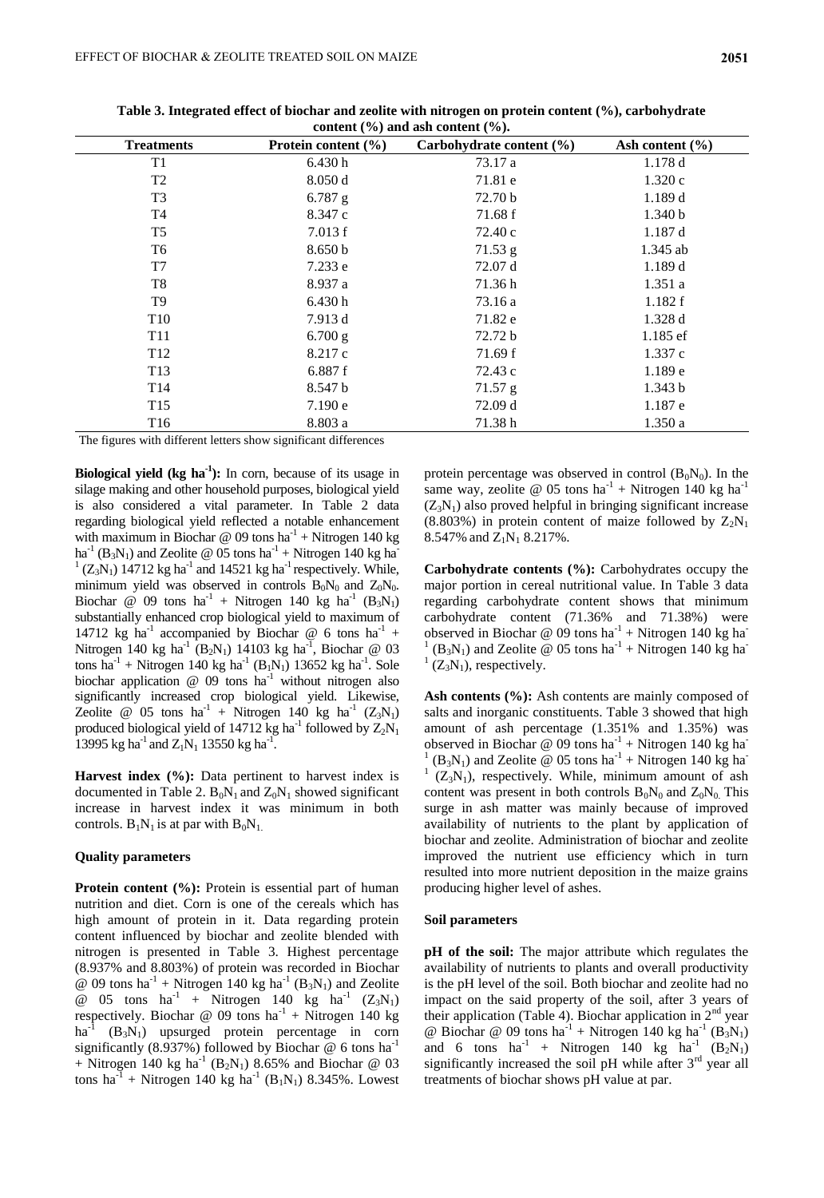**Table 3. Integrated effect of biochar and zeolite with nitrogen on protein content (%), carbohydrate content (%) and ash content (%).**

| Treatments | Protein content (%) | Carbohydrate content (%) | Ash content (%) |
|---|---|---|---|
| T1 | 6.430 h | 73.17 a | 1.178 d |
| T2 | 8.050 d | 71.81 e | 1.320 c |
| T3 | 6.787 g | 72.70 b | 1.189 d |
| T4 | 8.347 c | 71.68 f | 1.340 b |
| T5 | 7.013 f | 72.40 c | 1.187 d |
| T6 | 8.650 b | 71.53 g | 1.345 ab |
| T7 | 7.233 e | 72.07 d | 1.189 d |
| T8 | 8.937 a | 71.36 h | 1.351 a |
| T9 | 6.430 h | 73.16 a | 1.182 f |
| T10 | 7.913 d | 71.82 e | 1.328 d |
| T11 | 6.700 g | 72.72 b | 1.185 ef |
| T12 | 8.217 c | 71.69 f | 1.337 c |
| T13 | 6.887 f | 72.43 c | 1.189 e |
| T14 | 8.547 b | 71.57 g | 1.343 b |
| T15 | 7.190 e | 72.09 d | 1.187 e |
| T16 | 8.803 a | 71.38 h | 1.350 a |

The figures with different letters show significant differences

**Biological yield (kg $ha^{-1}$):** In corn, because of its usage in silage making and other household purposes, biological yield is also considered a vital parameter. In Table 2 data regarding biological yield reflected a notable enhancement with maximum in Biochar @ 09 tons $ha^{-1}$ + Nitrogen 140 kg $ha^{-1}$ ($B_3N_1$) and Zeolite @ 05 tons $ha^{-1}$ + Nitrogen 140 kg $ha^{-1}$ ($Z_3N_1$) 14712 kg $ha^{-1}$ and 14521 kg $ha^{-1}$ respectively. While, minimum yield was observed in controls $B_0N_0$ and $Z_0N_0$. Biochar @ 09 tons $ha^{-1}$ + Nitrogen 140 kg $ha^{-1}$ ($B_3N_1$) substantially enhanced crop biological yield to maximum of 14712 kg $ha^{-1}$ accompanied by Biochar @ 6 tons $ha^{-1}$ + Nitrogen 140 kg $ha^{-1}$ ($B_2N_1$) 14103 kg $ha^{-1}$, Biochar @ 03 tons $ha^{-1}$ + Nitrogen 140 kg $ha^{-1}$ ($B_1N_1$) 13652 kg $ha^{-1}$. Sole biochar application @ 09 tons $ha^{-1}$ without nitrogen also significantly increased crop biological yield. Likewise, Zeolite @ 05 tons $ha^{-1}$ + Nitrogen 140 kg $ha^{-1}$ ($Z_3N_1$) produced biological yield of 14712 kg $ha^{-1}$ followed by $Z_2N_1$ 13995 kg $ha^{-1}$ and $Z_1N_1$ 13550 kg $ha^{-1}$.

**Harvest index (%):** Data pertinent to harvest index is documented in Table 2. $B_0N_1$ and $Z_0N_1$ showed significant increase in harvest index it was minimum in both controls. $B_1N_1$ is at par with $B_0N_1$.

**Quality parameters**

**Protein content (%):** Protein is essential part of human nutrition and diet. Corn is one of the cereals which has high amount of protein in it. Data regarding protein content influenced by biochar and zeolite blended with nitrogen is presented in Table 3. Highest percentage (8.937% and 8.803%) of protein was recorded in Biochar @ 09 tons $ha^{-1}$ + Nitrogen 140 kg $ha^{-1}$ ($B_3N_1$) and Zeolite @ 05 tons $ha^{-1}$ + Nitrogen 140 kg $ha^{-1}$ ($Z_3N_1$) respectively. Biochar @ 09 tons $ha^{-1}$ + Nitrogen 140 kg $ha^{-1}$ ($B_3N_1$) upsurged protein percentage in corn significantly (8.937%) followed by Biochar @ 6 tons $ha^{-1}$ + Nitrogen 140 kg $ha^{-1}$ ($B_2N_1$) 8.65% and Biochar @ 03 tons $ha^{-1}$ + Nitrogen 140 kg $ha^{-1}$ ($B_1N_1$) 8.345%. Lowest protein percentage was observed in control ($B_0N_0$). In the same way, zeolite @ 05 tons $ha^{-1}$ + Nitrogen 140 kg $ha^{-1}$ ($Z_3N_1$) also proved helpful in bringing significant increase (8.803%) in protein content of maize followed by $Z_2N_1$ 8.547% and $Z_1N_1$ 8.217%.

**Carbohydrate contents (%):** Carbohydrates occupy the major portion in cereal nutritional value. In Table 3 data regarding carbohydrate content shows that minimum carbohydrate content (71.36% and 71.38%) were observed in Biochar @ 09 tons $ha^{-1}$ + Nitrogen 140 kg $ha^{-1}$ ($B_3N_1$) and Zeolite @ 05 tons $ha^{-1}$ + Nitrogen 140 kg $ha^{-1}$ ($Z_3N_1$), respectively.

**Ash contents (%):** Ash contents are mainly composed of salts and inorganic constituents. Table 3 showed that high amount of ash percentage (1.351% and 1.35%) was observed in Biochar @ 09 tons $ha^{-1}$ + Nitrogen 140 kg $ha^{-1}$ ($B_3N_1$) and Zeolite @ 05 tons $ha^{-1}$ + Nitrogen 140 kg $ha^{-1}$ ($Z_3N_1$), respectively. While, minimum amount of ash content was present in both controls $B_0N_0$ and $Z_0N_0$. This surge in ash matter was mainly because of improved availability of nutrients to the plant by application of biochar and zeolite. Administration of biochar and zeolite improved the nutrient use efficiency which in turn resulted into more nutrient deposition in the maize grains producing higher level of ashes.

**Soil parameters**

**pH of the soil:** The major attribute which regulates the availability of nutrients to plants and overall productivity is the pH level of the soil. Both biochar and zeolite had no impact on the said property of the soil, after 3 years of their application (Table 4). Biochar application in 2nd year @ Biochar @ 09 tons $ha^{-1}$ + Nitrogen 140 kg $ha^{-1}$ ($B_3N_1$) and 6 tons $ha^{-1}$ + Nitrogen 140 kg $ha^{-1}$ ($B_2N_1$) significantly increased the soil pH while after 3rd year all treatments of biochar shows pH value at par.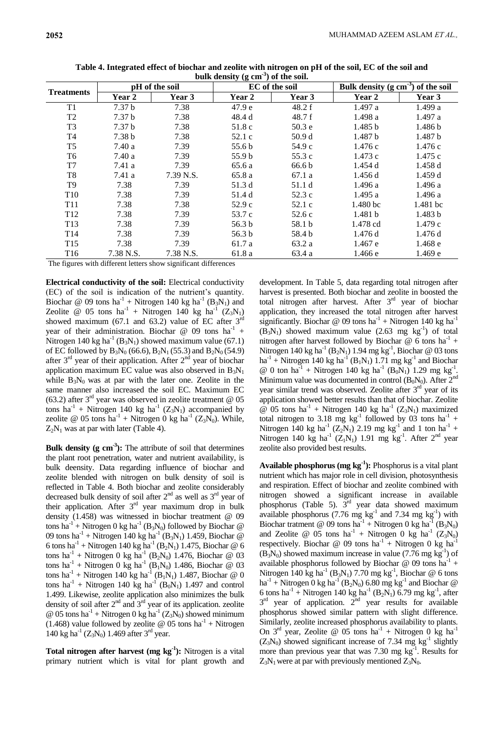**Table 4. Integrated effect of biochar and zeolite with nitrogen on pH of the soil, EC of the soil and bulk density (g $cm^{-3}$) of the soil.**

| Treatments | pH of the soil | | EC of the soil | | Bulk density (g $cm^{-3}$) of the soil | |
|---|---|---|---|---|---|---|
| | Year 2 | Year 3 | Year 2 | Year 3 | Year 2 | Year 3 |
| T1 | 7.37 b | 7.38 | 47.9 e | 48.2 f | 1.497 a | 1.499 a |
| T2 | 7.37 b | 7.38 | 48.4 d | 48.7 f | 1.498 a | 1.497 a |
| T3 | 7.37 b | 7.38 | 51.8 c | 50.3 e | 1.485 b | 1.486 b |
| T4 | 7.38 b | 7.38 | 52.1 c | 50.9 d | 1.487 b | 1.487 b |
| T5 | 7.40 a | 7.39 | 55.6 b | 54.9 c | 1.476 c | 1.476 c |
| T6 | 7.40 a | 7.39 | 55.9 b | 55.3 c | 1.473 c | 1.475 c |
| T7 | 7.41 a | 7.39 | 65.6 a | 66.6 b | 1.454 d | 1.458 d |
| T8 | 7.41 a | 7.39 N.S. | 65.8 a | 67.1 a | 1.456 d | 1.459 d |
| T9 | 7.38 | 7.39 | 51.3 d | 51.1 d | 1.496 a | 1.496 a |
| T10 | 7.38 | 7.39 | 51.4 d | 52.3 c | 1.495 a | 1.496 a |
| T11 | 7.38 | 7.38 | 52.9 c | 52.1 c | 1.480 bc | 1.481 bc |
| T12 | 7.38 | 7.39 | 53.7 c | 52.6 c | 1.481 b | 1.483 b |
| T13 | 7.38 | 7.39 | 56.3 b | 58.1 b | 1.478 cd | 1.479 c |
| T14 | 7.38 | 7.39 | 56.3 b | 58.4 b | 1.476 d | 1.476 d |
| T15 | 7.38 | 7.39 | 61.7 a | 63.2 a | 1.467 e | 1.468 e |
| T16 | 7.38 N.S. | 7.38 N.S. | 61.8 a | 63.4 a | 1.466 e | 1.469 e |

The figures with different letters show significant differences

**Electrical conductivity of the soil:** Electrical conductivity (EC) of the soil is indication of the nutrient's quantity. Biochar @ 09 tons $ha^{-1}$ + Nitrogen 140 kg $ha^{-1}$ ($B_3N_1$) and Zeolite @ 05 tons $ha^{-1}$ + Nitrogen 140 kg $ha^{-1}$ ($Z_3N_1$) showed maximum (67.1 and 63.2) value of EC after 3rd year of their administration. Biochar @ 09 tons $ha^{-1}$ + Nitrogen 140 kg $ha^{-1}$ ($B_3N_1$) showed maximum value (67.1) of EC followed by $B_3N_0$ (66.6), $B_2N_1$ (55.3) and $B_2N_0$ (54.9) after 3rd year of their application. After 2nd year of Biochar application maximum EC value was also observed in $B_3N_1$ while $B_3N_0$ was at par with the later one. Zeolite in the same manner also increased the soil EC. Maximum EC (63.2) after 3rd year was observed in zeolite treatment @ 05 tons $ha^{-1}$ + Nitrogen 140 kg $ha^{-1}$ ($Z_3N_1$) accompanied by zeolite @ 05 tons $ha^{-1}$ + Nitrogen 0 kg $ha^{-1}$ ($Z_3N_0$). While, $Z_2N_1$ was at par with later (Table 4).

**Bulk density (g $cm^{-3}$):** The attribute of soil that determines the plant root penetration, water and nutrient availability, is bulk deensity. Data regarding influence of biochar and zeolite blended with nitrogen on bulk density of soil is reflected in Table 4. Both biochar and zeolite considerably decreased bulk density of soil after 2nd as well as 3rd year of their application. After 3rd year maximum drop in bulk density (1.458) was witnessed in biochar treatment @ 09 tons $ha^{-1}$ + Nitrogen 0 kg $ha^{-1}$ ($B_3N_0$) followed by Biochar @ 09 tons $ha^{-1}$ + Nitrogen 140 kg $ha^{-1}$ ($B_3N_1$) 1.459, Biochar @ 6 tons $ha^{-1}$ + Nitrogen 140 kg $ha^{-1}$ ($B_2N_1$) 1.475, Biochar @ 6 tons $ha^{-1}$ + Nitrogen 0 kg $ha^{-1}$ ($B_2N_0$) 1.476, Biochar @ 03 tons $ha^{-1}$ + Nitrogen 0 kg $ha^{-1}$ ($B_1N_0$) 1.486, Biochar @ 03 tons $ha^{-1}$ + Nitrogen 140 kg $ha^{-1}$ ($B_1N_1$) 1.487, Biochar @ 0 tons $ha^{-1}$ + Nitrogen 140 kg $ha^{-1}$ ($B_0N_1$) 1.497 and control 1.499. Likewise, zeolite application also minimizes the bulk density of soil after 2nd and 3rd year of its application. zeolite @ 05 tons $ha^{-1}$ + Nitrogen 0 kg $ha^{-1}$ ($Z_3N_0$) showed minimum (1.468) value followed by zeolite @ 05 tons $ha^{-1}$ + Nitrogen 140 kg $ha^{-1}$ ($Z_3N_0$) 1.469 after 3rd year.

**Total nitrogen after harvest (mg $kg^{-1}$):** Nitrogen is a vital primary nutrient which is vital for plant growth and development. In Table 5, data regarding total nitrogen after harvest is presented. Both biochar and zeolite in boosted the total nitrogen after harvest. After 3rd year of biochar application, they increased the total nitrogen after harvest significantly. Biochar @ 09 tons $ha^{-1}$ + Nitrogen 140 kg $ha^{-1}$ ($B_3N_1$) showed maximum value (2.63 mg $kg^{-1}$) of total nitrogen after harvest followed by Biochar @ 6 tons $ha^{-1}$ + Nitrogen 140 kg $ha^{-1}$ ($B_2N_1$) 1.94 mg $kg^{-1}$, Biochar @ 03 tons $ha^{-1}$ + Nitrogen 140 kg $ha^{-1}$ ($B_1N_1$) 1.71 mg $kg^{-1}$ and Biochar @ 0 ton $ha^{-1}$ + Nitrogen 140 kg $ha^{-1}$ ($B_0N_1$) 1.29 mg $kg^{-1}$. Minimum value was documented in control ($B_0N_0$). After 2nd year similar trend was observed. Zeolite after 3rd year of its application showed better results than that of biochar. Zeolite @ 05 tons $ha^{-1}$ + Nitrogen 140 kg $ha^{-1}$ ($Z_3N_1$) maximized total nitrogen to 3.18 mg $kg^{-1}$ followed by 03 tons $ha^{-1}$ + Nitrogen 140 kg $ha^{-1}$ ($Z_2N_1$) 2.19 mg $kg^{-1}$ and 1 ton $ha^{-1}$ + Nitrogen 140 kg $ha^{-1}$ ($Z_1N_1$) 1.91 mg $kg^{-1}$. After 2nd year zeolite also provided best results.

**Available phosphorus (mg $kg^{-1}$):** Phosphorus is a vital plant nutrient which has major role in cell division, photosynthesis and respiration. Effect of biochar and zeolite combined with nitrogen showed a significant increase in available phosphorus (Table 5). 3rd year data showed maximum available phosphorus (7.76 mg $kg^{-1}$ and 7.34 mg $kg^{-1}$) with Biochar tratment @ 09 tons $ha^{-1}$ + Nitrogen 0 kg $ha^{-1}$ ($B_3N_0$) and Zeolite @ 05 tons $ha^{-1}$ + Nitrogen 0 kg $ha^{-1}$ ($Z_3N_0$) respectively. Biochar @ 09 tons $ha^{-1}$ + Nitrogen 0 kg $ha^{-1}$ ($B_3N_0$) showed maximum increase in value (7.76 mg $kg^{-1}$) of available phosphorus followed by Biochar @ 09 tons $ha^{-1}$ + Nitrogen 140 kg $ha^{-1}$ ($B_3N_1$) 7.70 mg $kg^{-1}$, Biochar @ 6 tons $ha^{-1}$ + Nitrogen 0 kg $ha^{-1}$ ($B_2N_0$) 6.80 mg $kg^{-1}$ and Biochar @ 6 tons $ha^{-1}$ + Nitrogen 140 kg $ha^{-1}$ ($B_2N_1$) 6.79 mg $kg^{-1}$, after 3rd year of application. 2nd year results for available phosphorus showed similar pattern with slight difference. Similarly, zeolite increased phosphorus availability to plants. On 3rd year, Zeolite @ 05 tons $ha^{-1}$ + Nitrogen 0 kg $ha^{-1}$ ($Z_3N_0$) showed significant increase of 7.34 mg $kg^{-1}$ slightly more than previous year that was 7.30 mg $kg^{-1}$. Results for $Z_3N_1$ were at par with previously mentioned $Z_3N_0$.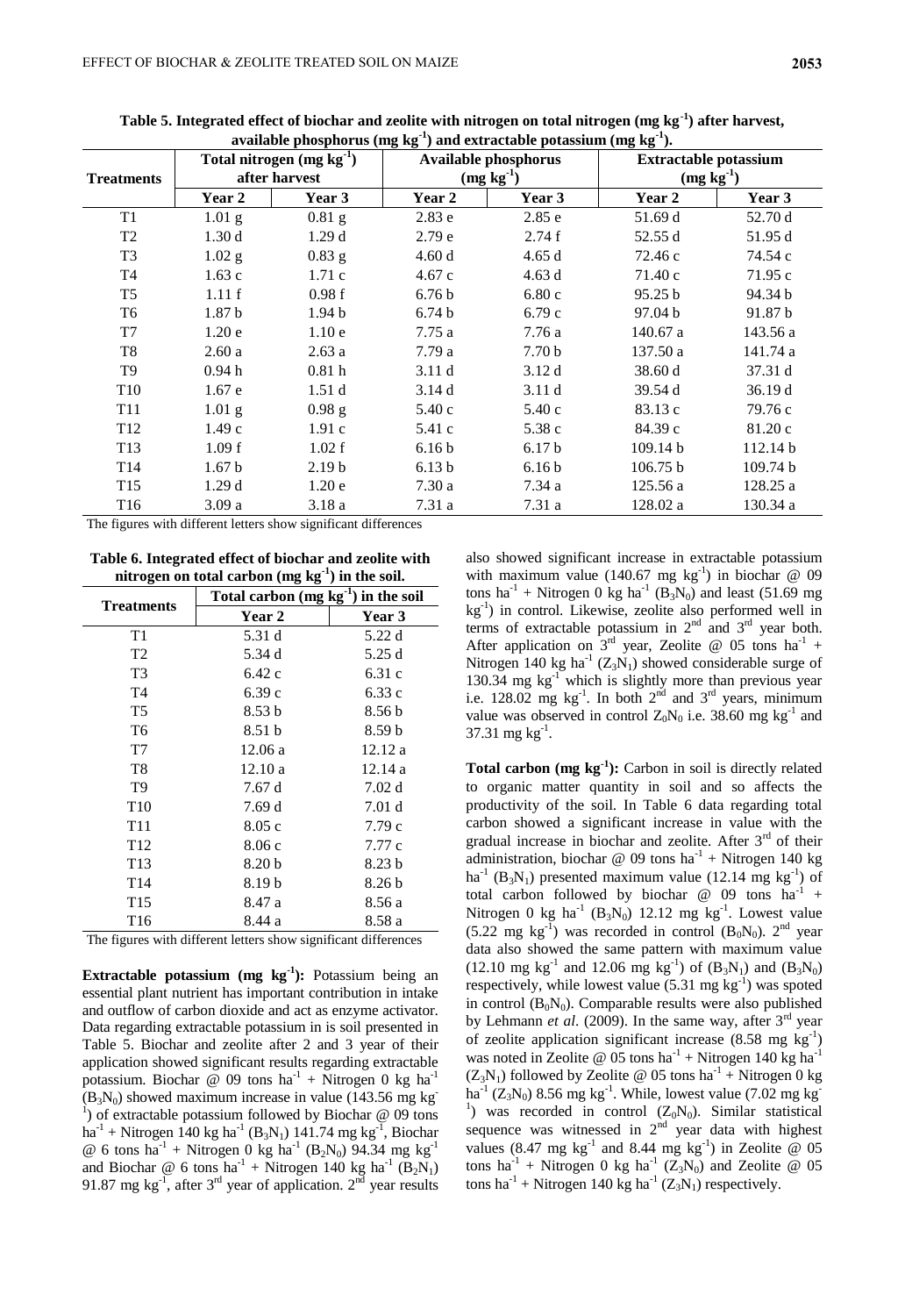**Table 5. Integrated effect of biochar and zeolite with nitrogen on total nitrogen (mg kg$^{-1}$) after harvest, available phosphorus (mg kg$^{-1}$) and extractable potassium (mg kg$^{-1}$).**

| Treatments | Total nitrogen (mg kg$^{-1}$) after harvest | | Available phosphorus (mg kg$^{-1}$) | | Extractable potassium (mg kg$^{-1}$) | |
|---|---|---|---|---|---|---|
| | Year 2 | Year 3 | Year 2 | Year 3 | Year 2 | Year 3 |
| T1 | 1.01 g | 0.81 g | 2.83 e | 2.85 e | 51.69 d | 52.70 d |
| T2 | 1.30 d | 1.29 d | 2.79 e | 2.74 f | 52.55 d | 51.95 d |
| T3 | 1.02 g | 0.83 g | 4.60 d | 4.65 d | 72.46 c | 74.54 c |
| T4 | 1.63 c | 1.71 c | 4.67 c | 4.63 d | 71.40 c | 71.95 c |
| T5 | 1.11 f | 0.98 f | 6.76 b | 6.80 c | 95.25 b | 94.34 b |
| T6 | 1.87 b | 1.94 b | 6.74 b | 6.79 c | 97.04 b | 91.87 b |
| T7 | 1.20 e | 1.10 e | 7.75 a | 7.76 a | 140.67 a | 143.56 a |
| T8 | 2.60 a | 2.63 a | 7.79 a | 7.70 b | 137.50 a | 141.74 a |
| T9 | 0.94 h | 0.81 h | 3.11 d | 3.12 d | 38.60 d | 37.31 d |
| T10 | 1.67 e | 1.51 d | 3.14 d | 3.11 d | 39.54 d | 36.19 d |
| T11 | 1.01 g | 0.98 g | 5.40 c | 5.40 c | 83.13 c | 79.76 c |
| T12 | 1.49 c | 1.91 c | 5.41 c | 5.38 c | 84.39 c | 81.20 c |
| T13 | 1.09 f | 1.02 f | 6.16 b | 6.17 b | 109.14 b | 112.14 b |
| T14 | 1.67 b | 2.19 b | 6.13 b | 6.16 b | 106.75 b | 109.74 b |
| T15 | 1.29 d | 1.20 e | 7.30 a | 7.34 a | 125.56 a | 128.25 a |
| T16 | 3.09 a | 3.18 a | 7.31 a | 7.31 a | 128.02 a | 130.34 a |

The figures with different letters show significant differences

**Table 6. Integrated effect of biochar and zeolite with nitrogen on total carbon (mg kg$^{-1}$) in the soil.**

| Treatments | Total carbon (mg kg$^{-1}$) in the soil | |
|---|---|---|
| | Year 2 | Year 3 |
| T1 | 5.31 d | 5.22 d |
| T2 | 5.34 d | 5.25 d |
| T3 | 6.42 c | 6.31 c |
| T4 | 6.39 c | 6.33 c |
| T5 | 8.53 b | 8.56 b |
| T6 | 8.51 b | 8.59 b |
| T7 | 12.06 a | 12.12 a |
| T8 | 12.10 a | 12.14 a |
| T9 | 7.67 d | 7.02 d |
| T10 | 7.69 d | 7.01 d |
| T11 | 8.05 c | 7.79 c |
| T12 | 8.06 c | 7.77 c |
| T13 | 8.20 b | 8.23 b |
| T14 | 8.19 b | 8.26 b |
| T15 | 8.47 a | 8.56 a |
| T16 | 8.44 a | 8.58 a |

The figures with different letters show significant differences

**Extractable potassium (mg kg$^{-1}$):** Potassium being an essential plant nutrient has important contribution in intake and outflow of carbon dioxide and act as enzyme activator. Data regarding extractable potassium in is soil presented in Table 5. Biochar and zeolite after 2 and 3 year of their application showed significant results regarding extractable potassium. Biochar @ 09 tons ha$^{-1}$ + Nitrogen 0 kg ha$^{-1}$ ($B_3N_0$) showed maximum increase in value (143.56 mg kg$^{-1}$) of extractable potassium followed by Biochar @ 09 tons ha$^{-1}$ + Nitrogen 140 kg ha$^{-1}$ ($B_3N_1$) 141.74 mg kg$^{-1}$, Biochar @ 6 tons ha$^{-1}$ + Nitrogen 0 kg ha$^{-1}$ ($B_2N_0$) 94.34 mg kg$^{-1}$ and Biochar @ 6 tons ha$^{-1}$ + Nitrogen 140 kg ha$^{-1}$ ($B_2N_1$) 91.87 mg kg$^{-1}$, after 3$^{rd}$ year of application. 2$^{nd}$ year results also showed significant increase in extractable potassium with maximum value (140.67 mg kg$^{-1}$) in biochar @ 09 tons ha$^{-1}$ + Nitrogen 0 kg ha$^{-1}$ ($B_3N_0$) and least (51.69 mg kg$^{-1}$) in control. Likewise, zeolite also performed well in terms of extractable potassium in 2$^{nd}$ and 3$^{rd}$ year both. After application on 3$^{rd}$ year, Zeolite @ 05 tons ha$^{-1}$ + Nitrogen 140 kg ha$^{-1}$ ($Z_3N_1$) showed considerable surge of 130.34 mg kg$^{-1}$ which is slightly more than previous year i.e. 128.02 mg kg$^{-1}$. In both 2$^{nd}$ and 3$^{rd}$ years, minimum value was observed in control $Z_0N_0$ i.e. 38.60 mg kg$^{-1}$ and 37.31 mg kg$^{-1}$.

**Total carbon (mg kg$^{-1}$):** Carbon in soil is directly related to organic matter quantity in soil and so affects the productivity of the soil. In Table 6 data regarding total carbon showed a significant increase in value with the gradual increase in biochar and zeolite. After 3$^{rd}$ of their administration, biochar @ 09 tons ha$^{-1}$ + Nitrogen 140 kg ha$^{-1}$ ($B_3N_1$) presented maximum value (12.14 mg kg$^{-1}$) of total carbon followed by biochar @ 09 tons ha$^{-1}$ + Nitrogen 0 kg ha$^{-1}$ ($B_3N_0$) 12.12 mg kg$^{-1}$. Lowest value (5.22 mg kg$^{-1}$) was recorded in control ($B_0N_0$). 2$^{nd}$ year data also showed the same pattern with maximum value (12.10 mg kg$^{-1}$ and 12.06 mg kg$^{-1}$) of ($B_3N_1$) and ($B_3N_0$) respectively, while lowest value (5.31 mg kg$^{-1}$) was spoted in control ($B_0N_0$). Comparable results were also published by Lehmann *et al*. (2009). In the same way, after 3$^{rd}$ year of zeolite application significant increase (8.58 mg kg$^{-1}$) was noted in Zeolite @ 05 tons ha$^{-1}$ + Nitrogen 140 kg ha$^{-1}$ ($Z_3N_1$) followed by Zeolite @ 05 tons ha$^{-1}$ + Nitrogen 0 kg ha$^{-1}$ ($Z_3N_0$) 8.56 mg kg$^{-1}$. While, lowest value (7.02 mg kg$^{-1}$) was recorded in control ($Z_0N_0$). Similar statistical sequence was witnessed in 2$^{nd}$ year data with highest values (8.47 mg kg$^{-1}$ and 8.44 mg kg$^{-1}$) in Zeolite @ 05 tons ha$^{-1}$ + Nitrogen 0 kg ha$^{-1}$ ($Z_3N_0$) and Zeolite @ 05 tons ha$^{-1}$ + Nitrogen 140 kg ha$^{-1}$ ($Z_3N_1$) respectively.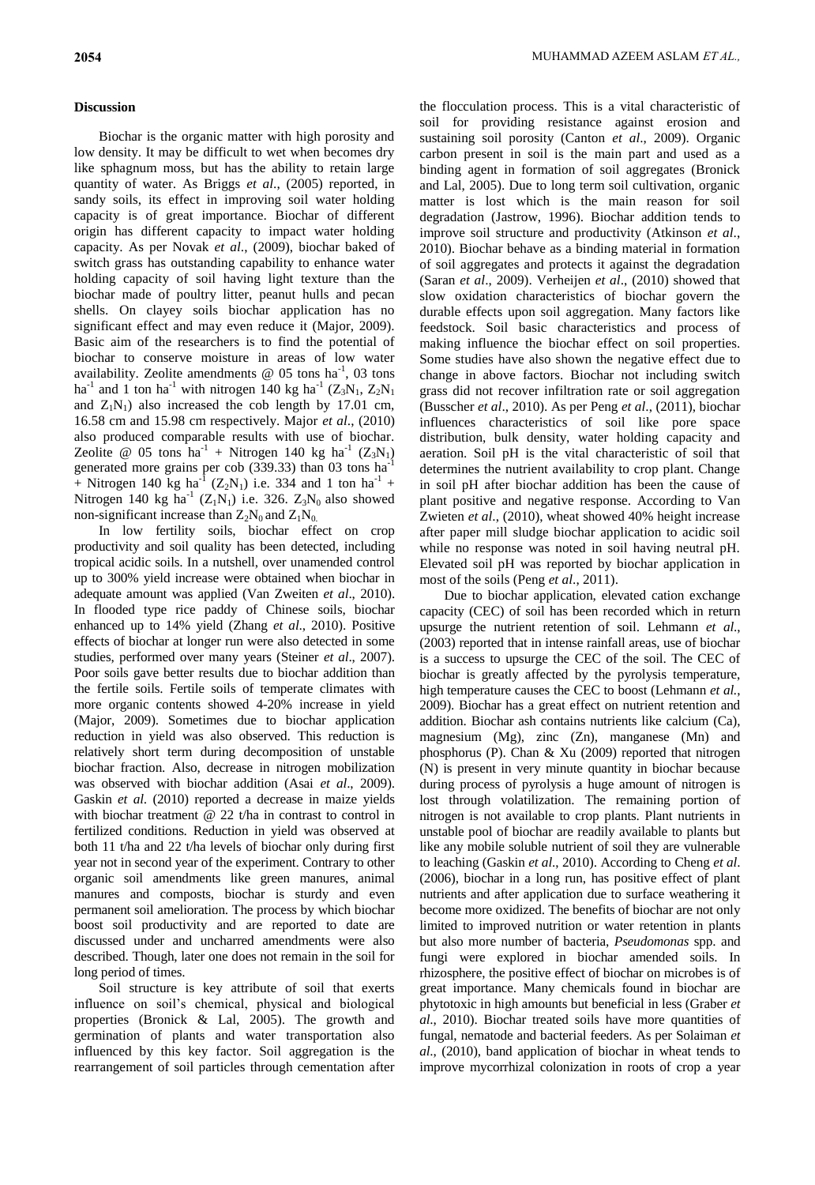## Discussion

Biochar is the organic matter with high porosity and low density. It may be difficult to wet when becomes dry like sphagnum moss, but has the ability to retain large quantity of water. As Briggs *et al*., (2005) reported, in sandy soils, its effect in improving soil water holding capacity is of great importance. Biochar of different origin has different capacity to impact water holding capacity. As per Novak *et al*., (2009), biochar baked of switch grass has outstanding capability to enhance water holding capacity of soil having light texture than the biochar made of poultry litter, peanut hulls and pecan shells. On clayey soils biochar application has no significant effect and may even reduce it (Major, 2009). Basic aim of the researchers is to find the potential of biochar to conserve moisture in areas of low water availability. Zeolite amendments @ 05 tons ha$^{-1}$, 03 tons ha$^{-1}$ and 1 ton ha$^{-1}$ with nitrogen 140 kg ha$^{-1}$ ($Z_3N_1$, $Z_2N_1$ and $Z_1N_1$) also increased the cob length by 17.01 cm, 16.58 cm and 15.98 cm respectively. Major *et al*., (2010) also produced comparable results with use of biochar. Zeolite @ 05 tons ha$^{-1}$ + Nitrogen 140 kg ha$^{-1}$ ($Z_3N_1$) generated more grains per cob (339.33) than 03 tons ha$^{-1}$ + Nitrogen 140 kg ha$^{-1}$ ($Z_2N_1$) i.e. 334 and 1 ton ha$^{-1}$ + Nitrogen 140 kg ha$^{-1}$ ($Z_1N_1$) i.e. 326. $Z_3N_0$ also showed non-significant increase than $Z_2N_0$ and $Z_1N_0$.

In low fertility soils, biochar effect on crop productivity and soil quality has been detected, including tropical acidic soils. In a nutshell, over unamended control up to 300% yield increase were obtained when biochar in adequate amount was applied (Van Zweiten *et al*., 2010). In flooded type rice paddy of Chinese soils, biochar enhanced up to 14% yield (Zhang *et al*., 2010). Positive effects of biochar at longer run were also detected in some studies, performed over many years (Steiner *et al*., 2007). Poor soils gave better results due to biochar addition than the fertile soils. Fertile soils of temperate climates with more organic contents showed 4-20% increase in yield (Major, 2009). Sometimes due to biochar application reduction in yield was also observed. This reduction is relatively short term during decomposition of unstable biochar fraction. Also, decrease in nitrogen mobilization was observed with biochar addition (Asai *et al*., 2009). Gaskin *et al*. (2010) reported a decrease in maize yields with biochar treatment @ 22 t/ha in contrast to control in fertilized conditions. Reduction in yield was observed at both 11 t/ha and 22 t/ha levels of biochar only during first year not in second year of the experiment. Contrary to other organic soil amendments like green manures, animal manures and composts, biochar is sturdy and even permanent soil amelioration. The process by which biochar boost soil productivity and are reported to date are discussed under and uncharred amendments were also described. Though, later one does not remain in the soil for long period of times.

Soil structure is key attribute of soil that exerts influence on soil's chemical, physical and biological properties (Bronick & Lal, 2005). The growth and germination of plants and water transportation also influenced by this key factor. Soil aggregation is the rearrangement of soil particles through cementation after the flocculation process. This is a vital characteristic of soil for providing resistance against erosion and sustaining soil porosity (Canton *et al*., 2009). Organic carbon present in soil is the main part and used as a binding agent in formation of soil aggregates (Bronick and Lal, 2005). Due to long term soil cultivation, organic matter is lost which is the main reason for soil degradation (Jastrow, 1996). Biochar addition tends to improve soil structure and productivity (Atkinson *et al*., 2010). Biochar behave as a binding material in formation of soil aggregates and protects it against the degradation (Saran *et al*., 2009). Verheijen *et al*., (2010) showed that slow oxidation characteristics of biochar govern the durable effects upon soil aggregation. Many factors like feedstock. Soil basic characteristics and process of making influence the biochar effect on soil properties. Some studies have also shown the negative effect due to change in above factors. Biochar not including switch grass did not recover infiltration rate or soil aggregation (Busscher *et al*., 2010). As per Peng *et al*., (2011), biochar influences characteristics of soil like pore space distribution, bulk density, water holding capacity and aeration. Soil pH is the vital characteristic of soil that determines the nutrient availability to crop plant. Change in soil pH after biochar addition has been the cause of plant positive and negative response. According to Van Zwieten *et al*., (2010), wheat showed 40% height increase after paper mill sludge biochar application to acidic soil while no response was noted in soil having neutral pH. Elevated soil pH was reported by biochar application in most of the soils (Peng *et al*., 2011).

Due to biochar application, elevated cation exchange capacity (CEC) of soil has been recorded which in return upsurge the nutrient retention of soil. Lehmann *et al*., (2003) reported that in intense rainfall areas, use of biochar is a success to upsurge the CEC of the soil. The CEC of biochar is greatly affected by the pyrolysis temperature, high temperature causes the CEC to boost (Lehmann *et al*., 2009). Biochar has a great effect on nutrient retention and addition. Biochar ash contains nutrients like calcium (Ca), magnesium (Mg), zinc (Zn), manganese (Mn) and phosphorus (P). Chan & Xu (2009) reported that nitrogen (N) is present in very minute quantity in biochar because during process of pyrolysis a huge amount of nitrogen is lost through volatilization. The remaining portion of nitrogen is not available to crop plants. Plant nutrients in unstable pool of biochar are readily available to plants but like any mobile soluble nutrient of soil they are vulnerable to leaching (Gaskin *et al*., 2010). According to Cheng *et al*. (2006), biochar in a long run, has positive effect of plant nutrients and after application due to surface weathering it become more oxidized. The benefits of biochar are not only limited to improved nutrition or water retention in plants but also more number of bacteria, *Pseudomonas* spp. and fungi were explored in biochar amended soils. In rhizosphere, the positive effect of biochar on microbes is of great importance. Many chemicals found in biochar are phytotoxic in high amounts but beneficial in less (Graber *et al*., 2010). Biochar treated soils have more quantities of fungal, nematode and bacterial feeders. As per Solaiman *et al*., (2010), band application of biochar in wheat tends to improve mycorrhizal colonization in roots of crop a year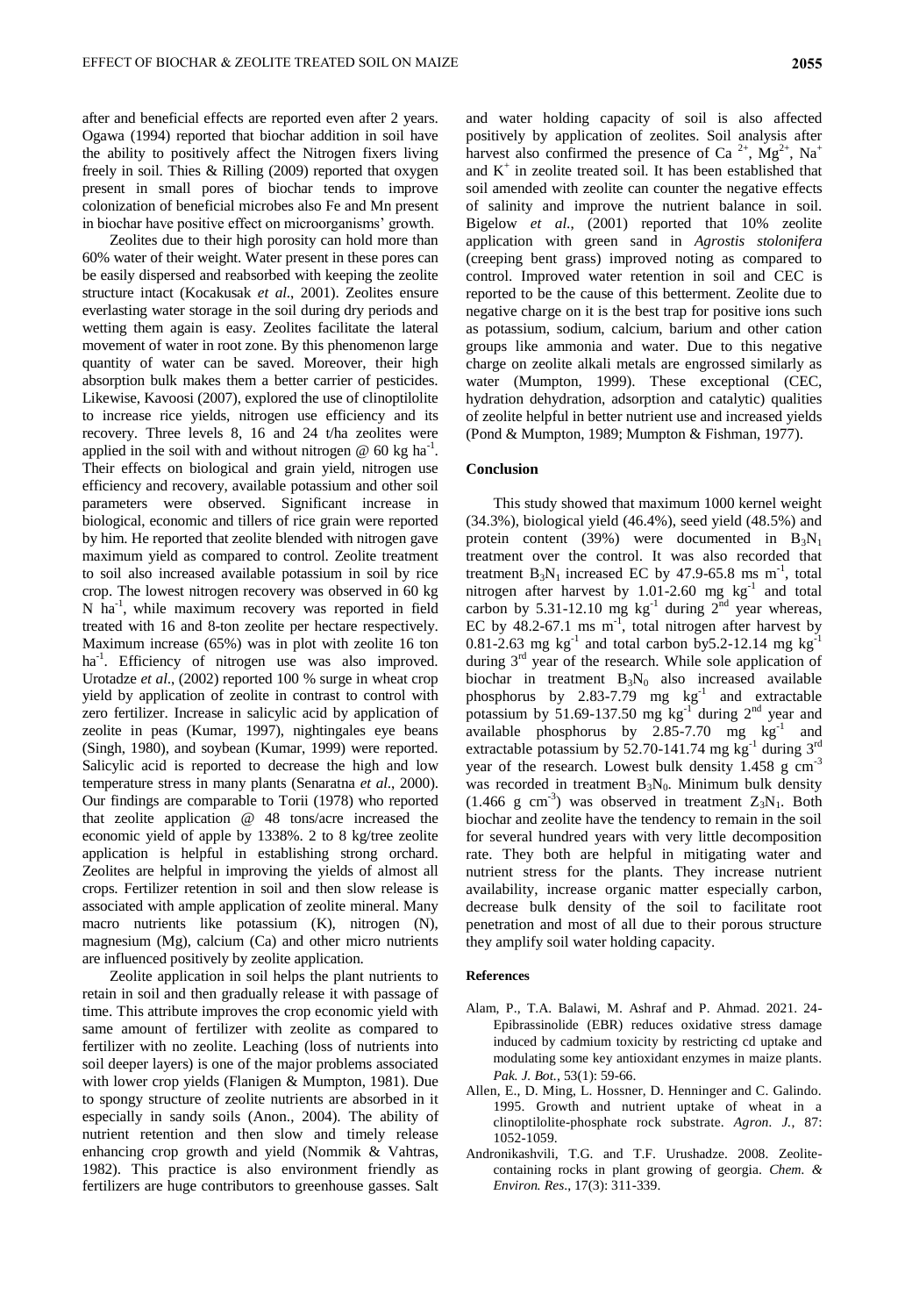after and beneficial effects are reported even after 2 years. Ogawa (1994) reported that biochar addition in soil have the ability to positively affect the Nitrogen fixers living freely in soil. Thies & Rilling (2009) reported that oxygen present in small pores of biochar tends to improve colonization of beneficial microbes also Fe and Mn present in biochar have positive effect on microorganisms' growth.

Zeolites due to their high porosity can hold more than 60% water of their weight. Water present in these pores can be easily dispersed and reabsorbed with keeping the zeolite structure intact (Kocakusak *et al*., 2001). Zeolites ensure everlasting water storage in the soil during dry periods and wetting them again is easy. Zeolites facilitate the lateral movement of water in root zone. By this phenomenon large quantity of water can be saved. Moreover, their high absorption bulk makes them a better carrier of pesticides. Likewise, Kavoosi (2007), explored the use of clinoptilolite to increase rice yields, nitrogen use efficiency and its recovery. Three levels 8, 16 and 24 t/ha zeolites were applied in the soil with and without nitrogen @ 60 kg $ha^{-1}$. Their effects on biological and grain yield, nitrogen use efficiency and recovery, available potassium and other soil parameters were observed. Significant increase in biological, economic and tillers of rice grain were reported by him. He reported that zeolite blended with nitrogen gave maximum yield as compared to control. Zeolite treatment to soil also increased available potassium in soil by rice crop. The lowest nitrogen recovery was observed in 60 kg N $ha^{-1}$, while maximum recovery was reported in field treated with 16 and 8-ton zeolite per hectare respectively. Maximum increase (65%) was in plot with zeolite 16 ton $ha^{-1}$. Efficiency of nitrogen use was also improved. Urotadze *et al*., (2002) reported 100 % surge in wheat crop yield by application of zeolite in contrast to control with zero fertilizer. Increase in salicylic acid by application of zeolite in peas (Kumar, 1997), nightingales eye beans (Singh, 1980), and soybean (Kumar, 1999) were reported. Salicylic acid is reported to decrease the high and low temperature stress in many plants (Senaratna *et al*., 2000). Our findings are comparable to Torii (1978) who reported that zeolite application @ 48 tons/acre increased the economic yield of apple by 1338%. 2 to 8 kg/tree zeolite application is helpful in establishing strong orchard. Zeolites are helpful in improving the yields of almost all crops. Fertilizer retention in soil and then slow release is associated with ample application of zeolite mineral. Many macro nutrients like potassium (K), nitrogen (N), magnesium (Mg), calcium (Ca) and other micro nutrients are influenced positively by zeolite application.

Zeolite application in soil helps the plant nutrients to retain in soil and then gradually release it with passage of time. This attribute improves the crop economic yield with same amount of fertilizer with zeolite as compared to fertilizer with no zeolite. Leaching (loss of nutrients into soil deeper layers) is one of the major problems associated with lower crop yields (Flanigen & Mumpton, 1981). Due to spongy structure of zeolite nutrients are absorbed in it especially in sandy soils (Anon., 2004). The ability of nutrient retention and then slow and timely release enhancing crop growth and yield (Nommik & Vahtras, 1982). This practice is also environment friendly as fertilizers are huge contributors to greenhouse gasses. Salt and water holding capacity of soil is also affected positively by application of zeolites. Soil analysis after harvest also confirmed the presence of $Ca^{2+}$, $Mg^{2+}$, $Na^{+}$ and $K^{+}$ in zeolite treated soil. It has been established that soil amended with zeolite can counter the negative effects of salinity and improve the nutrient balance in soil. Bigelow *et al.,* (2001) reported that 10% zeolite application with green sand in *Agrostis stolonifera* (creeping bent grass) improved noting as compared to control. Improved water retention in soil and CEC is reported to be the cause of this betterment. Zeolite due to negative charge on it is the best trap for positive ions such as potassium, sodium, calcium, barium and other cation groups like ammonia and water. Due to this negative charge on zeolite alkali metals are engrossed similarly as water (Mumpton, 1999). These exceptional (CEC, hydration dehydration, adsorption and catalytic) qualities of zeolite helpful in better nutrient use and increased yields (Pond & Mumpton, 1989; Mumpton & Fishman, 1977).

## Conclusion

This study showed that maximum 1000 kernel weight (34.3%), biological yield (46.4%), seed yield (48.5%) and protein content (39%) were documented in $B_3N_1$ treatment over the control. It was also recorded that treatment $B_3N_1$ increased EC by 47.9-65.8 ms $m^{-1}$, total nitrogen after harvest by 1.01-2.60 mg $kg^{-1}$ and total carbon by 5.31-12.10 mg $kg^{-1}$ during $2^{nd}$ year whereas, EC by 48.2-67.1 ms $m^{-1}$, total nitrogen after harvest by 0.81-2.63 mg $kg^{-1}$ and total carbon by5.2-12.14 mg $kg^{-1}$ during $3^{rd}$ year of the research. While sole application of biochar in treatment $B_3N_0$ also increased available phosphorus by 2.83-7.79 mg $kg^{-1}$ and extractable potassium by 51.69-137.50 mg $kg^{-1}$ during $2^{nd}$ year and available phosphorus by 2.85-7.70 mg $kg^{-1}$ and extractable potassium by 52.70-141.74 mg $kg^{-1}$ during $3^{rd}$ year of the research. Lowest bulk density 1.458 g $cm^{-3}$ was recorded in treatment $B_3N_0$. Minimum bulk density (1.466 g $cm^{-3}$) was observed in treatment $Z_3N_1$. Both biochar and zeolite have the tendency to remain in the soil for several hundred years with very little decomposition rate. They both are helpful in mitigating water and nutrient stress for the plants. They increase nutrient availability, increase organic matter especially carbon, decrease bulk density of the soil to facilitate root penetration and most of all due to their porous structure they amplify soil water holding capacity.

## References

Alam, P., T.A. Balawi, M. Ashraf and P. Ahmad. 2021. 24-Epibrassinolide (EBR) reduces oxidative stress damage induced by cadmium toxicity by restricting cd uptake and modulating some key antioxidant enzymes in maize plants. *Pak. J. Bot.*, 53(1): 59-66.

Allen, E., D. Ming, L. Hossner, D. Henninger and C. Galindo. 1995. Growth and nutrient uptake of wheat in a clinoptilolite-phosphate rock substrate. *Agron. J.*, 87: 1052-1059.

Andronikashvili, T.G. and T.F. Urushadze. 2008. Zeolite-containing rocks in plant growing of georgia. *Chem. & Environ. Res*., 17(3): 311-339.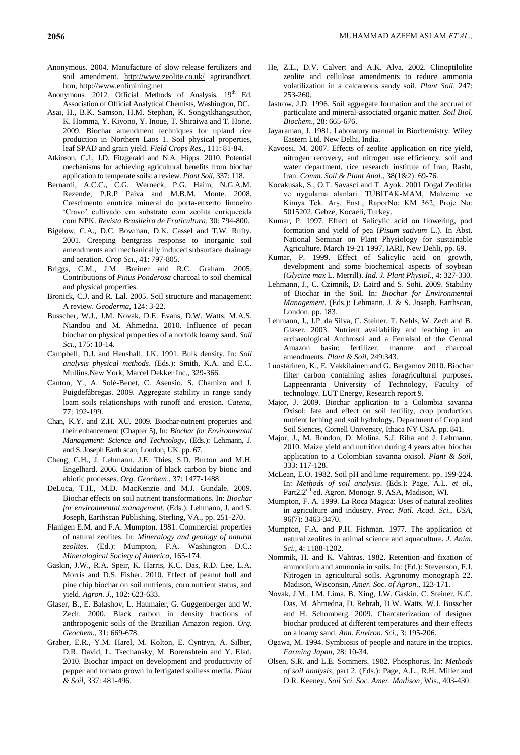Anonymous. 2004. Manufacture of slow release fertilizers and soil amendment. http://www.zeolite.co.uk/ agricandhort.htm, http://www.enlimining.net

Anonymous. 2012. Official Methods of Analysis. 19th Ed. Association of Official Analytical Chemists, Washington, DC.

Asai, H., B.K. Samson, H.M. Stephan, K. Songyikhangsuthor, K. Homma, Y. Kiyono, Y. Inoue, T. Shiraiwa and T. Horie. 2009. Biochar amendment techniques for upland rice production in Northern Laos 1. Soil physical properties, leaf SPAD and grain yield. *Field Crops Res*., 111: 81-84.

Atkinson, C.J., J.D. Fitzgerald and N.A. Hipps. 2010. Potential mechanisms for achieving agricultural benefits from biochar application to temperate soils: a review. *Plant Soil*, 337: 118.

Bernardi, A.C.C., C.G. Werneck, P.G. Haim, N.G.A.M. Rezende, P.R.P Paiva and M.B.M. Monte. 2008. Crescimento enutrica mineral do porta-enxerto limoeiro 'Cravo' cultivado em substrato com zeolita enriquecida com NPK. *Revista Brasileira de Fruticultura*, 30: 794-800.

Bigelow, C.A., D.C. Bowman, D.K. Cassel and T.W. Rufty. 2001. Creeping bentgrass response to inorganic soil amendments and mechanically induced subsurface drainage and aeration. *Crop Sci*., 41: 797-805.

Briggs, C.M., J.M. Breiner and R.C. Graham. 2005. Contributions of *Pinus Ponderosa* charcoal to soil chemical and physical properties.

Bronick, C.J. and R. Lal. 2005. Soil structure and management: A review. *Geoderma*, 124: 3-22.

Busscher, W.J., J.M. Novak, D.E. Evans, D.W. Watts, M.A.S. Niandou and M. Ahmedna. 2010. Influence of pecan biochar on physical properties of a norfolk loamy sand. *Soil Sci*., 175: 10-14.

Campbell, D.J. and Henshall, J.K. 1991. Bulk density. In: *Soil analysis physical methods*. (Eds.): Smith, K.A. and E.C. Mullins.New York, Marcel Dekker Inc., 329-366.

Canton, Y., A. Solé-Benet, C. Asensio, S. Chamizo and J. Puigdefábregas. 2009. Aggregate stability in range sandy loam soils relationships with runoff and erosion. *Catena*, 77: 192-199.

Chan, K.Y. and Z.H. XU. 2009. Biochar-nutrient properties and their enhancement (Chapter 5), In: *Biochar for Environmental Management: Science and Technology*, (Eds.): Lehmann, J. and S. Joseph Earth scan, London, UK. pp. 67.

Cheng, C.H., J. Lehmann, J.E. Thies, S.D. Burton and M.H. Engelhard. 2006. Oxidation of black carbon by biotic and abiotic processes. *Org. Geochem*., 37: 1477-1488.

DeLuca, T.H., M.D. MacKenzie and M.J. Gundale. 2009. Biochar effects on soil nutrient transformations. In: *Biochar for environmental management*. (Eds.): Lehmann, J. and S. Joseph, Earthscan Publishing, Sterling, VA., pp. 251-270.

Flanigen E.M. and F.A. Mumpton. 1981. Commercial properties of natural zeolites. In: *Mineralogy and geology of natural zeolites*. (Ed.): Mumpton, F.A. Washington D.C.: *Mineralogical Society of America*, 165-174.

Gaskin, J.W., R.A. Speir, K. Harris, K.C. Das, R.D. Lee, L.A. Morris and D.S. Fisher. 2010. Effect of peanut hull and pine chip biochar on soil nutrients, corn nutrient status, and yield. *Agron. J*., 102: 623-633.

Glaser, B., E. Balashov, L. Haumaier, G. Guggenberger and W. Zech. 2000. Black carbon in density fractions of anthropogenic soils of the Brazilian Amazon region. *Org. Geochem*., 31: 669-678.

Graber, E.R., Y.M. Harel, M. Kolton, E. Cyntryn, A. Silber, D.R. David, L. Tsechansky, M. Borenshtein and Y. Elad. 2010. Biochar impact on development and productivity of pepper and tomato grown in fertigated soilless media. *Plant & Soil*, 337: 481-496.

He, Z.L., D.V. Calvert and A.K. Alva. 2002. Clinoptilolite zeolite and cellulose amendments to reduce ammonia volatilization in a calcareous sandy soil. *Plant Soil*, 247: 253-260.

Jastrow, J.D. 1996. Soil aggregate formation and the accrual of particulate and mineral-associated organic matter. *Soil Biol. Biochem*., 28: 665-676.

Jayaraman, J. 1981. Laboratory manual in Biochemistry. Wiley Eastern Ltd. New Delhi, India.

Kavoosi, M. 2007. Effects of zeolite application on rice yield, nitrogen recovery, and nitrogen use efficiency. soil and water department, rice research institute of Iran, Rasht, Iran. *Comm. Soil & Plant Anal*., 38(1&2): 69-76.

Kocakusak, S., O.T. Savasci and T. Ayok. 2001 Dogal Zeolitler ve uygulama alanlari. TÜBİTAK-MAM, Malzeme ve Kimya Tek. Arş. Enst., RaporNo: KM 362, Proje No: 5015202, Gebze, Kocaeli, Turkey.

Kumar, P. 1997. Effect of Salicylic acid on flowering, pod formation and yield of pea (*Pisum sativum* L.). In Abst. National Seminar on Plant Physiology for sustainable Agriculture. March 19-21 1997, IARI, New Dehli, pp. 69.

Kumar, P. 1999. Effect of Salicylic acid on growth, development and some biochemical aspects of soybean (*Glycine max* L. Merrill). *Ind. J. Plant Physiol*., 4: 327-330.

Lehmann, J., C. Czimnik, D. Laird and S. Sohi. 2009. Stability of Biochar in the Soil. In: *Biochar for Environmental Management.* (Eds.): Lehmann, J. & S. Joseph. Earthscan, London, pp. 183.

Lehmann, J., J.P. da Silva, C. Steiner, T. Nehls, W. Zech and B. Glaser. 2003. Nutrient availability and leaching in an archaeological Anthrosol and a Ferralsol of the Central Amazon basin: fertilizer, manure and charcoal amendments. *Plant & Soil*, 249:343.

Luostarinen, K., E. Vakkilainen and G. Bergamov 2010. Biochar filter carbon containing ashes foragricultural purposes. Lappeenranta University of Technology, Faculty of technology. LUT Energy, Research report 9.

Major, J. 2009. Biochar application to a Colombia savanna Oxisol: fate and effect on soil fertility, crop production, nutrient leching and soil hydrology, Department of Crop and Soil Siences, Cornell University, Ithaca NY USA. pp. 841.

Major, J., M. Rondon, D. Molina, S.J. Riha and J. Lehmann. 2010. Maize yield and nutrition during 4 years after biochar application to a Colombian savanna oxisol. *Plant & Soil*, 333: 117-128.

McLean, E.O. 1982. Soil pH and lime requirement. pp. 199-224. In: *Methods of soil analysis*. (Eds.): Page, A.L. *et al*., Part2.2nd ed. Agron. Monogr. 9. ASA, Madison, WI.

Mumpton, F. A. 1999. La Roca Magica: Uses of natural zeolites in agriculture and industry. *Proc. Natl. Acad. Sci., USA*, 96(7): 3463-3470.

Mumpton, F.A. and P.H. Fishman. 1977. The application of natural zeolites in animal science and aquaculture. *J. Anim. Sci*., 4: 1188-1202.

Nommik, H. and K. Vahtras. 1982. Retention and fixation of ammonium and ammonia in soils. In: (Ed.): Stevenson, F.J. Nitrogen in agricultural soils. Agronomy monograph 22. Madison, Wisconsin, *Amer. Soc. of Agron*., 123-171.

Novak, J.M., I.M. Lima, B. Xing, J.W. Gaskin, C. Steiner, K.C. Das, M. Ahmedna, D. Rehrah, D.W. Watts, W.J. Busscher and H. Schomberg. 2009. Charcaterization of designer biochar produced at different temperatures and their effects on a loamy sand. *Ann. Environ. Sci.*, 3: 195-206.

Ogawa, M. 1994. Symbiosis of people and nature in the tropics. *Farming Japan*, 28: 10-34.

Olsen, S.R. and L.E. Sommers. 1982. Phosphorus. In: *Methods of soil analysis*, part 2. (Eds.): Page, A.L., R.H. Miller and D.R. Keeney. *Soil Sci. Soc. Amer. Madison*, Wis., 403-430.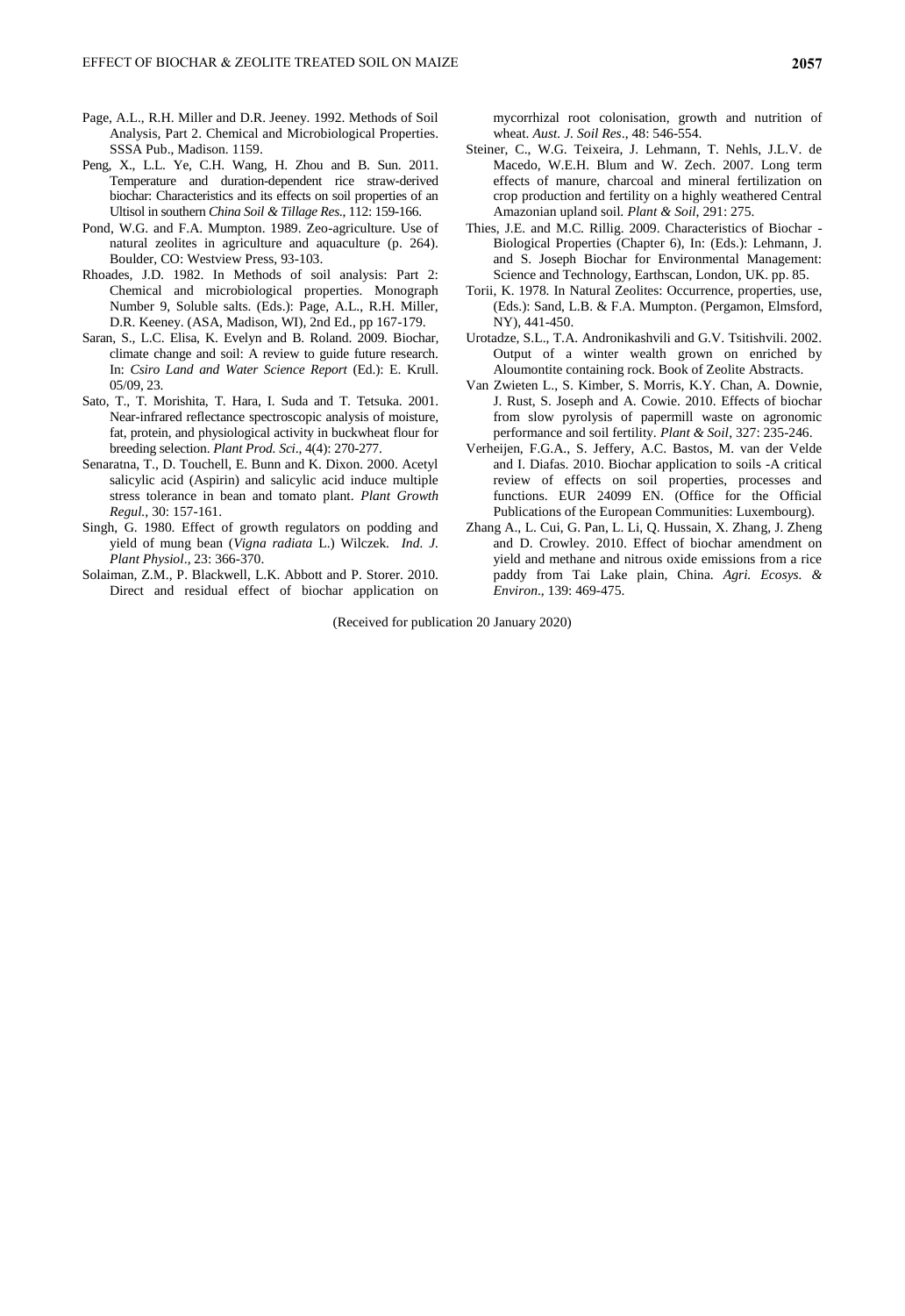Page, A.L., R.H. Miller and D.R. Jeeney. 1992. Methods of Soil Analysis, Part 2. Chemical and Microbiological Properties. SSSA Pub., Madison. 1159.

Peng, X., L.L. Ye, C.H. Wang, H. Zhou and B. Sun. 2011. Temperature and duration-dependent rice straw-derived biochar: Characteristics and its effects on soil properties of an Ultisol in southern *China Soil & Tillage Res*., 112: 159-166.

Pond, W.G. and F.A. Mumpton. 1989. Zeo-agriculture. Use of natural zeolites in agriculture and aquaculture (p. 264). Boulder, CO: Westview Press, 93-103.

Rhoades, J.D. 1982. In Methods of soil analysis: Part 2: Chemical and microbiological properties. Monograph Number 9, Soluble salts. (Eds.): Page, A.L., R.H. Miller, D.R. Keeney. (ASA, Madison, WI), 2nd Ed., pp 167-179.

Saran, S., L.C. Elisa, K. Evelyn and B. Roland. 2009. Biochar, climate change and soil: A review to guide future research. In: *Csiro Land and Water Science Report* (Ed.): E. Krull. 05/09, 23.

Sato, T., T. Morishita, T. Hara, I. Suda and T. Tetsuka. 2001. Near-infrared reflectance spectroscopic analysis of moisture, fat, protein, and physiological activity in buckwheat flour for breeding selection. *Plant Prod. Sci*., 4(4): 270-277.

Senaratna, T., D. Touchell, E. Bunn and K. Dixon. 2000. Acetyl salicylic acid (Aspirin) and salicylic acid induce multiple stress tolerance in bean and tomato plant. *Plant Growth Regul.*, 30: 157-161.

Singh, G. 1980. Effect of growth regulators on podding and yield of mung bean (*Vigna radiata* L.) Wilczek. *Ind. J. Plant Physiol*., 23: 366-370.

Solaiman, Z.M., P. Blackwell, L.K. Abbott and P. Storer. 2010. Direct and residual effect of biochar application on mycorrhizal root colonisation, growth and nutrition of wheat. *Aust. J. Soil Res*., 48: 546-554.

Steiner, C., W.G. Teixeira, J. Lehmann, T. Nehls, J.L.V. de Macedo, W.E.H. Blum and W. Zech. 2007. Long term effects of manure, charcoal and mineral fertilization on crop production and fertility on a highly weathered Central Amazonian upland soil. *Plant & Soil*, 291: 275.

Thies, J.E. and M.C. Rillig. 2009. Characteristics of Biochar - Biological Properties (Chapter 6), In: (Eds.): Lehmann, J. and S. Joseph Biochar for Environmental Management: Science and Technology, Earthscan, London, UK. pp. 85.

Torii, K. 1978. In Natural Zeolites: Occurrence, properties, use, (Eds.): Sand, L.B. & F.A. Mumpton. (Pergamon, Elmsford, NY), 441-450.

Urotadze, S.L., T.A. Andronikashvili and G.V. Tsitishvili. 2002. Output of a winter wealth grown on enriched by Aloumontite containing rock. Book of Zeolite Abstracts.

Van Zwieten L., S. Kimber, S. Morris, K.Y. Chan, A. Downie, J. Rust, S. Joseph and A. Cowie. 2010. Effects of biochar from slow pyrolysis of papermill waste on agronomic performance and soil fertility. *Plant & Soil*, 327: 235-246.

Verheijen, F.G.A., S. Jeffery, A.C. Bastos, M. van der Velde and I. Diafas. 2010. Biochar application to soils -A critical review of effects on soil properties, processes and functions. EUR 24099 EN. (Office for the Official Publications of the European Communities: Luxembourg).

Zhang A., L. Cui, G. Pan, L. Li, Q. Hussain, X. Zhang, J. Zheng and D. Crowley. 2010. Effect of biochar amendment on yield and methane and nitrous oxide emissions from a rice paddy from Tai Lake plain, China. *Agri. Ecosys. & Environ*., 139: 469-475.

(Received for publication 20 January 2020)